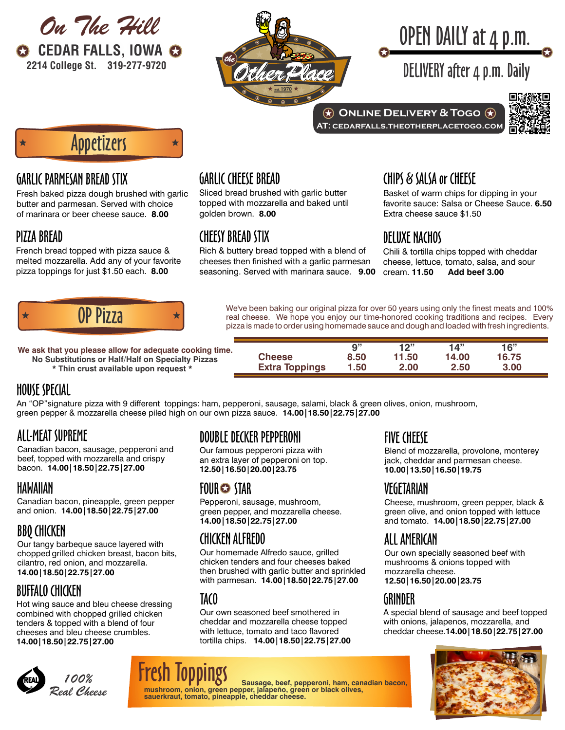# On The Hill

**CEDAR FALLS, IOWA**

2214 College St. 319-277-9720

the Other Place est. 1970

# OPEN DAILY at 4 p.m.

DELIVERY after 4 p.m. Daily

**Online Delivery & Togo**
AT: CEDARFALLS.THEOTHERPLACETOGO.COM

## Appetizers

### GARLIC PARMESAN BREAD STIX
Fresh baked pizza dough brushed with garlic butter and parmesan. Served with choice of marinara or beer cheese sauce. **8.00**

### PIZZA BREAD
French bread topped with pizza sauce & melted mozzarella. Add any of your favorite pizza toppings for just $1.50 each. **8.00**

### GARLIC CHEESE BREAD
Sliced bread brushed with garlic butter topped with mozzarella and baked until golden brown. **8.00**

### CHEESY BREAD STIX
Rich & buttery bread topped with a blend of cheeses then finished with a garlic parmesan seasoning. Served with marinara sauce. **9.00**

### CHIPS & SALSA or CHEESE
Basket of warm chips for dipping in your favorite sauce: Salsa or Cheese Sauce. **6.50**
Extra cheese sauce $1.50

### DELUXE NACHOS
Chili & tortilla chips topped with cheddar cheese, lettuce, tomato, salsa, and sour cream. **11.50** **Add beef 3.00**

## OP Pizza

We've been baking our original pizza for over 50 years using only the finest meats and 100% real cheese. We hope you enjoy our time-honored cooking traditions and recipes. Every pizza is made to order using homemade sauce and dough and loaded with fresh ingredients.

**We ask that you please allow for adequate cooking time.**
**No Substitutions or Half/Half on Specialty Pizzas**
**\* Thin crust available upon request \***

| | 9" | 12" | 14" | 16" |
|---|---|---|---|---|
| **Cheese** | 8.50 | 11.50 | 14.00 | 16.75 |
| **Extra Toppings** | 1.50 | 2.00 | 2.50 | 3.00 |

### HOUSE SPECIAL
An "OP"signature pizza with 9 different toppings: ham, pepperoni, sausage, salami, black & green olives, onion, mushroom, green pepper & mozzarella cheese piled high on our own pizza sauce. **14.00|18.50|22.75|27.00**

### ALL-MEAT SUPREME
Canadian bacon, sausage, pepperoni and beef, topped with mozzarella and crispy bacon. **14.00|18.50|22.75|27.00**

### HAWAIIAN
Canadian bacon, pineapple, green pepper and onion. **14.00|18.50|22.75|27.00**

### BBQ CHICKEN
Our tangy barbeque sauce layered with chopped grilled chicken breast, bacon bits, cilantro, red onion, and mozzarella.
**14.00|18.50|22.75|27.00**

### BUFFALO CHICKEN
Hot wing sauce and bleu cheese dressing combined with chopped grilled chicken tenders & topped with a blend of four cheeses and bleu cheese crumbles.
**14.00|18.50|22.75|27.00**

### DOUBLE DECKER PEPPERONI
Our famous pepperoni pizza with an extra layer of pepperoni on top.
**12.50|16.50|20.00|23.75**

### FOUR STAR
Pepperoni, sausage, mushroom, green pepper, and mozzarella cheese.
**14.00|18.50|22.75|27.00**

### CHICKEN ALFREDO
Our homemade Alfredo sauce, grilled chicken tenders and four cheeses baked then brushed with garlic butter and sprinkled with parmesan. **14.00|18.50|22.75|27.00**

### TACO
Our own seasoned beef smothered in cheddar and mozzarella cheese topped with lettuce, tomato and taco flavored tortilla chips. **14.00|18.50|22.75|27.00**

### FIVE CHEESE
Blend of mozzarella, provolone, monterey jack, cheddar and parmesan cheese.
**10.00|13.50|16.50|19.75**

### VEGETARIAN
Cheese, mushroom, green pepper, black & green olive, and onion topped with lettuce and tomato. **14.00|18.50|22.75|27.00**

### ALL AMERICAN
Our own specially seasoned beef with mushrooms & onions topped with mozzarella cheese.
**12.50|16.50|20.00|23.75**

### GRINDER
A special blend of sausage and beef topped with onions, jalapenos, mozzarella, and cheddar cheese.**14.00|18.50|22.75|27.00**

REAL 100% Real Cheese

## Fresh Toppings
**Sausage, beef, pepperoni, ham, canadian bacon, mushroom, onion, green pepper, jalapeño, green or black olives, sauerkraut, tomato, pineapple, cheddar cheese.**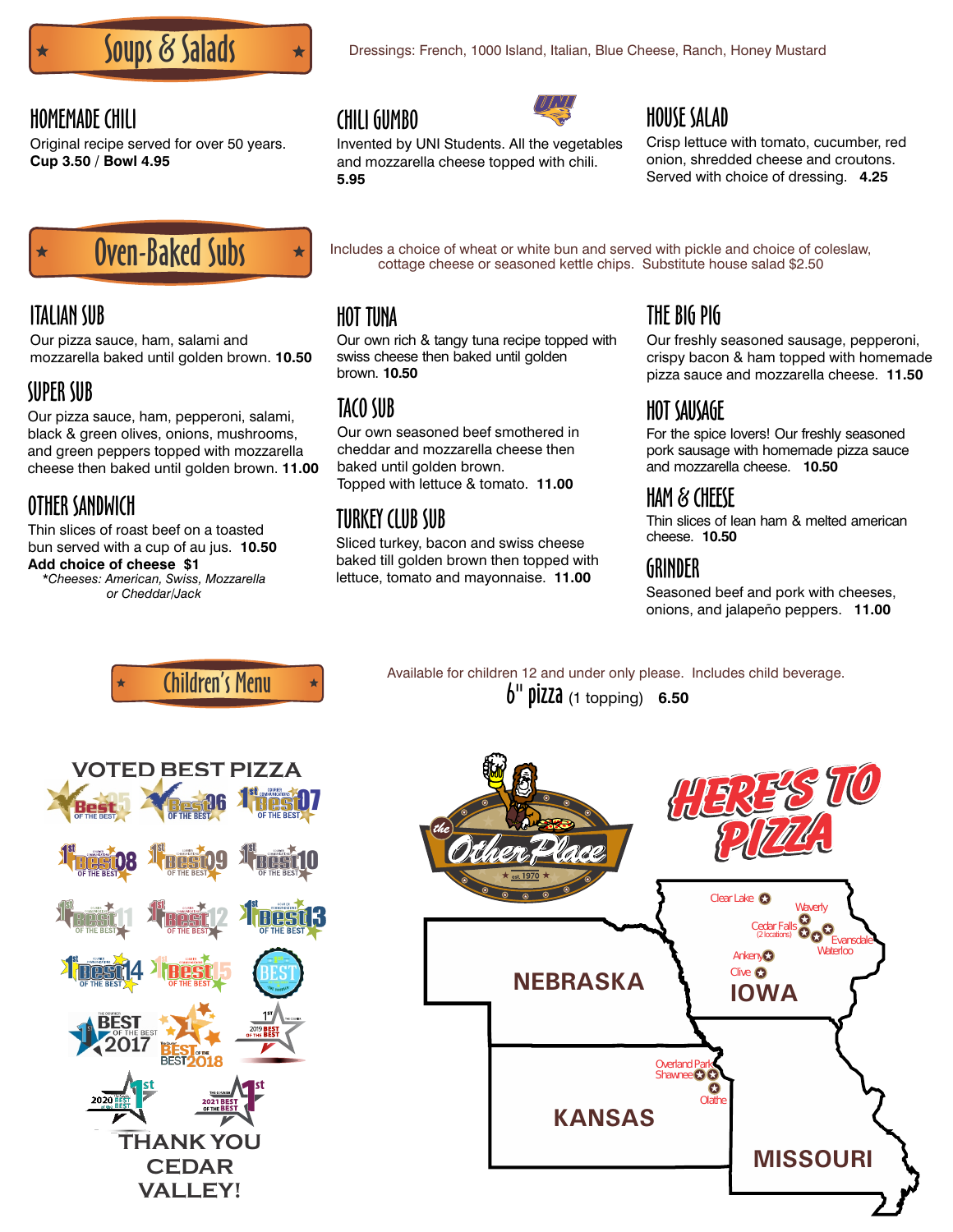## Soups & Salads

Dressings: French, 1000 Island, Italian, Blue Cheese, Ranch, Honey Mustard

### HOMEMADE CHILI
Original recipe served for over 50 years.
**Cup 3.50 / Bowl 4.95**

### CHILI GUMBO
Invented by UNI Students. All the vegetables and mozzarella cheese topped with chili.
**5.95**

### HOUSE SALAD
Crisp lettuce with tomato, cucumber, red onion, shredded cheese and croutons. Served with choice of dressing. **4.25**

## Oven-Baked Subs

Includes a choice of wheat or white bun and served with pickle and choice of coleslaw, cottage cheese or seasoned kettle chips. Substitute house salad $2.50

### ITALIAN SUB
Our pizza sauce, ham, salami and mozzarella baked until golden brown. **10.50**

### SUPER SUB
Our pizza sauce, ham, pepperoni, salami, black & green olives, onions, mushrooms, and green peppers topped with mozzarella cheese then baked until golden brown. **11.00**

### OTHER SANDWICH
Thin slices of roast beef on a toasted bun served with a cup of au jus. **10.50**
**Add choice of cheese $1**
*\*Cheeses: American, Swiss, Mozzarella or Cheddar/Jack*

### HOT TUNA
Our own rich & tangy tuna recipe topped with swiss cheese then baked until golden brown. **10.50**

### TACO SUB
Our own seasoned beef smothered in cheddar and mozzarella cheese then baked until golden brown.
Topped with lettuce & tomato. **11.00**

### TURKEY CLUB SUB
Sliced turkey, bacon and swiss cheese baked till golden brown then topped with lettuce, tomato and mayonnaise. **11.00**

### THE BIG PIG
Our freshly seasoned sausage, pepperoni, crispy bacon & ham topped with homemade pizza sauce and mozzarella cheese. **11.50**

### HOT SAUSAGE
For the spice lovers! Our freshly seasoned pork sausage with homemade pizza sauce and mozzarella cheese. **10.50**

### HAM & CHEESE
Thin slices of lean ham & melted american cheese. **10.50**

### GRINDER
Seasoned beef and pork with cheeses, onions, and jalapeño peppers. **11.00**

## Children's Menu

Available for children 12 and under only please. Includes child beverage.

6" pizza (1 topping) **6.50**

VOTED BEST PIZZA

THANK YOU CEDAR VALLEY!

the Other Place est. 1970

HERE'S TO PIZZA

Clear Lake
Waverly
Cedar Falls (2 locations)
Evansdale
Waterloo
Ankeny
Clive
IOWA
NEBRASKA
Overland Park
Shawnee
Olathe
KANSAS
MISSOURI